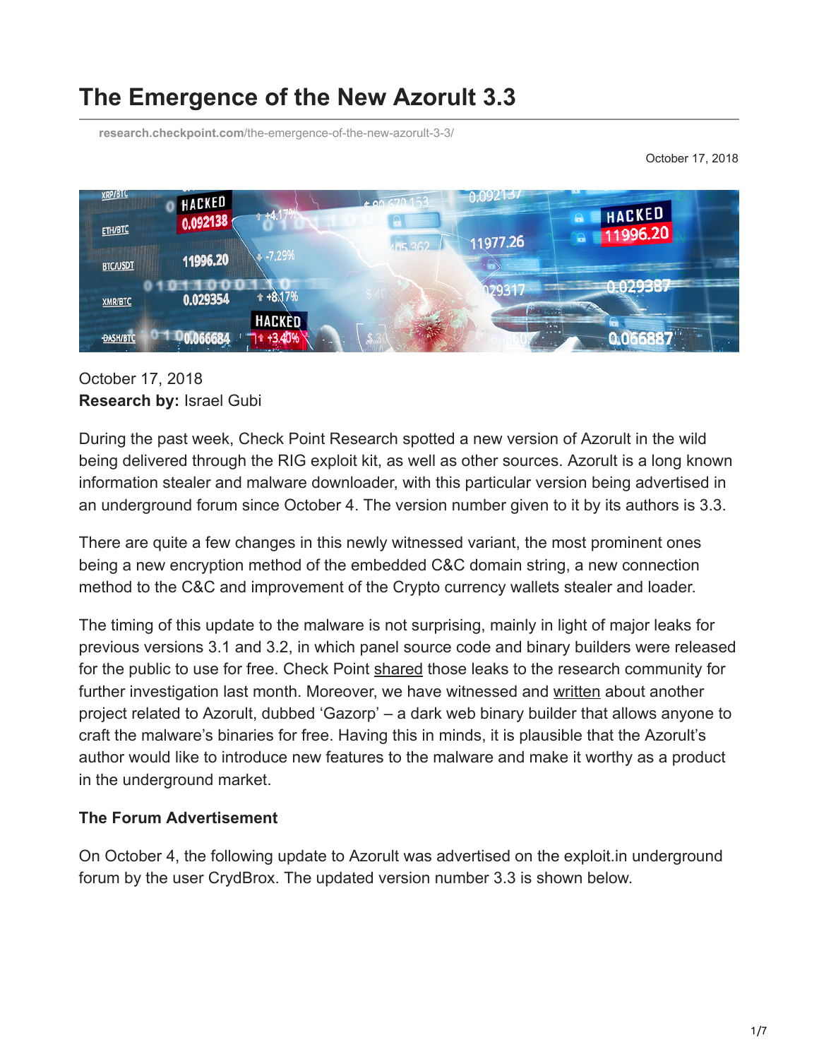# The Emergence of the New Azorult 3.3

research.checkpoint.com/the-emergence-of-the-new-azorult-3-3/

October 17, 2018

October 17, 2018
**Research by:** Israel Gubi

During the past week, Check Point Research spotted a new version of Azorult in the wild being delivered through the RIG exploit kit, as well as other sources. Azorult is a long known information stealer and malware downloader, with this particular version being advertised in an underground forum since October 4. The version number given to it by its authors is 3.3.

There are quite a few changes in this newly witnessed variant, the most prominent ones being a new encryption method of the embedded C&C domain string, a new connection method to the C&C and improvement of the Crypto currency wallets stealer and loader.

The timing of this update to the malware is not surprising, mainly in light of major leaks for previous versions 3.1 and 3.2, in which panel source code and binary builders were released for the public to use for free. Check Point shared those leaks to the research community for further investigation last month. Moreover, we have witnessed and written about another project related to Azorult, dubbed 'Gazorp' – a dark web binary builder that allows anyone to craft the malware's binaries for free. Having this in minds, it is plausible that the Azorult's author would like to introduce new features to the malware and make it worthy as a product in the underground market.

### The Forum Advertisement

On October 4, the following update to Azorult was advertised on the exploit.in underground forum by the user CrydBrox. The updated version number 3.3 is shown below.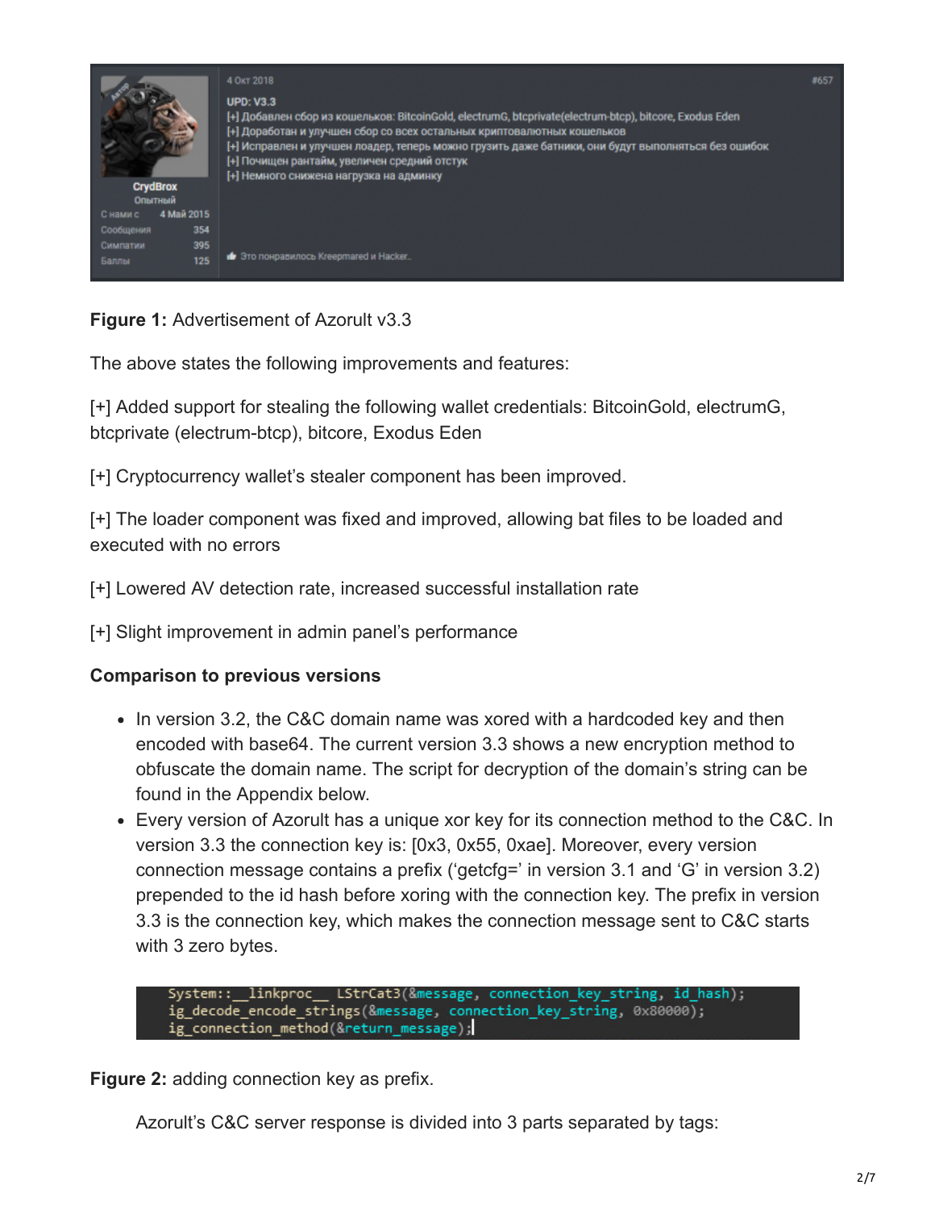4 Окт 2018 #657

UPD: V3.3

[+] Добавлен сбор из кошельков: BitcoinGold, electrumG, btcprivate(electrum-btcp), bitcore, Exodus Eden

[+] Доработан и улучшен сбор со всех остальных криптовалютных кошельков

[+] Исправлен и улучшен лоадер, теперь можно грузить даже батники, они будут выполняться без ошибок

[+] Почищен рантайм, увеличен средний отстук

[+] Немного снижена нагрузка на админку

CrydBrox
Опытный
С нами с 4 Май 2015
Сообщения 354
Симпатии 395
Баллы 125

Это понравилось Kreepmared и Hacker.

**Figure 1:** Advertisement of Azorult v3.3

The above states the following improvements and features:

[+] Added support for stealing the following wallet credentials: BitcoinGold, electrumG, btcprivate (electrum-btcp), bitcore, Exodus Eden

[+] Cryptocurrency wallet's stealer component has been improved.

[+] The loader component was fixed and improved, allowing bat files to be loaded and executed with no errors

[+] Lowered AV detection rate, increased successful installation rate

[+] Slight improvement in admin panel's performance

**Comparison to previous versions**

- In version 3.2, the C&C domain name was xored with a hardcoded key and then encoded with base64. The current version 3.3 shows a new encryption method to obfuscate the domain name. The script for decryption of the domain's string can be found in the Appendix below.
- Every version of Azorult has a unique xor key for its connection method to the C&C. In version 3.3 the connection key is: [0x3, 0x55, 0xae]. Moreover, every version connection message contains a prefix ('getcfg=' in version 3.1 and 'G' in version 3.2) prepended to the id hash before xoring with the connection key. The prefix in version 3.3 is the connection key, which makes the connection message sent to C&C starts with 3 zero bytes.

```
System::__linkproc__ LStrCat3(&message, connection_key_string, id_hash);
ig_decode_encode_strings(&message, connection_key_string, 0x80000);
ig_connection_method(&return_message);
```

**Figure 2:** adding connection key as prefix.

Azorult's C&C server response is divided into 3 parts separated by tags: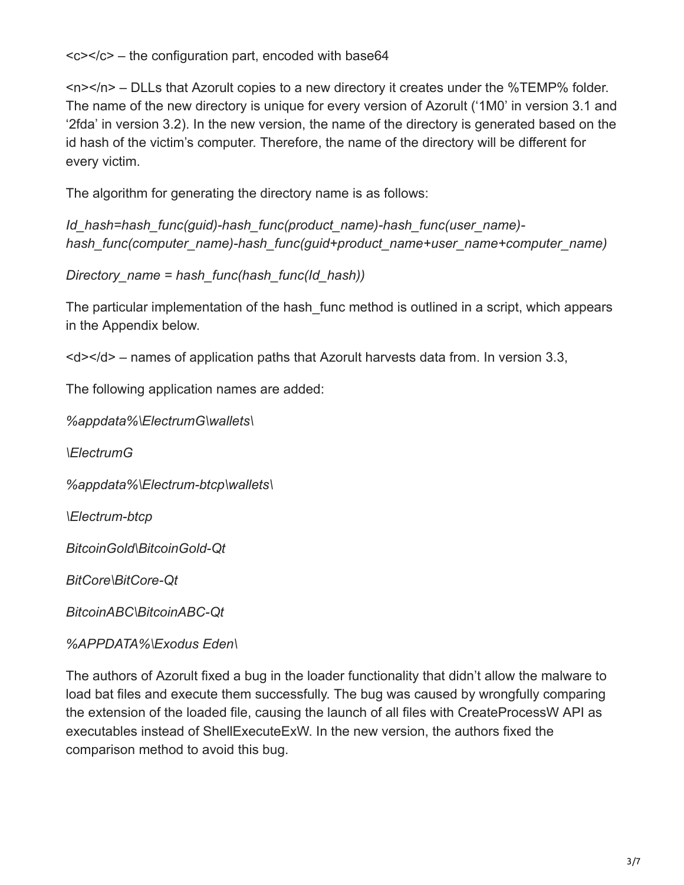<c></c> – the configuration part, encoded with base64

<n></n> – DLLs that Azorult copies to a new directory it creates under the %TEMP% folder. The name of the new directory is unique for every version of Azorult ('1M0' in version 3.1 and '2fda' in version 3.2). In the new version, the name of the directory is generated based on the id hash of the victim's computer. Therefore, the name of the directory will be different for every victim.

The algorithm for generating the directory name is as follows:

*Id_hash=hash_func(guid)-hash_func(product_name)-hash_func(user_name)-hash_func(computer_name)-hash_func(guid+product_name+user_name+computer_name)*

*Directory_name = hash_func(hash_func(Id_hash))*

The particular implementation of the hash_func method is outlined in a script, which appears in the Appendix below.

<d></d> – names of application paths that Azorult harvests data from. In version 3.3,

The following application names are added:

*%appdata%\ElectrumG\wallets\*

*\ElectrumG*

*%appdata%\Electrum-btcp\wallets\*

*\Electrum-btcp*

*BitcoinGold\BitcoinGold-Qt*

*BitCore\BitCore-Qt*

*BitcoinABC\BitcoinABC-Qt*

*%APPDATA%\Exodus Eden\*

The authors of Azorult fixed a bug in the loader functionality that didn't allow the malware to load bat files and execute them successfully. The bug was caused by wrongfully comparing the extension of the loaded file, causing the launch of all files with CreateProcessW API as executables instead of ShellExecuteExW. In the new version, the authors fixed the comparison method to avoid this bug.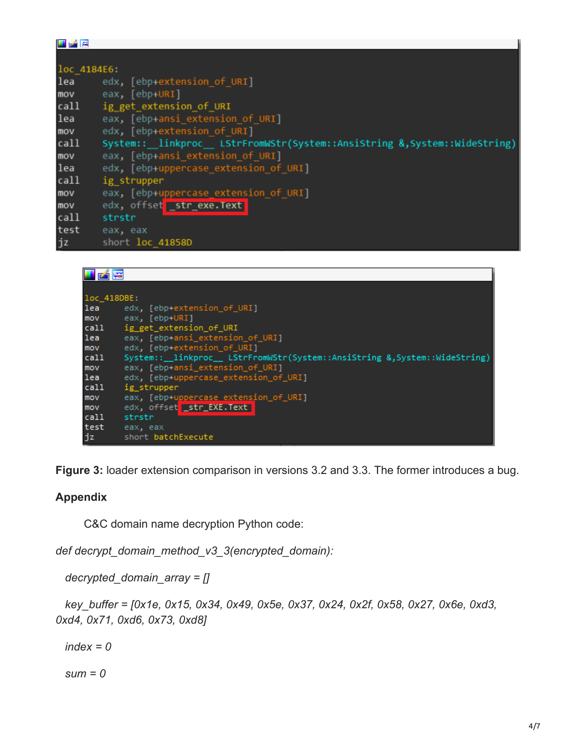```
loc_4184E6:
lea     edx, [ebp+extension_of_URI]
mov     eax, [ebp+URI]
call    ig_get_extension_of_URI
lea     eax, [ebp+ansi_extension_of_URI]
mov     edx, [ebp+extension_of_URI]
call    System::__linkproc__ LStrFromWStr(System::AnsiString &,System::WideString)
mov     eax, [ebp+ansi_extension_of_URI]
lea     edx, [ebp+uppercase_extension_of_URI]
call    ig_strupper
mov     eax, [ebp+uppercase_extension_of_URI]
mov     edx, offset _str_exe.Text
call    strstr
test    eax, eax
jz      short loc_41858D
```

```
loc_418DBE:
lea     edx, [ebp+extension_of_URI]
mov     eax, [ebp+URI]
call    ig_get_extension_of_URI
lea     eax, [ebp+ansi_extension_of_URI]
mov     edx, [ebp+extension_of_URI]
call    System::__linkproc__ LStrFromWStr(System::AnsiString &,System::WideString)
mov     eax, [ebp+ansi_extension_of_URI]
lea     edx, [ebp+uppercase_extension_of_URI]
call    ig_strupper
mov     eax, [ebp+uppercase_extension_of_URI]
mov     edx, offset _str_EXE.Text
call    strstr
test    eax, eax
jz      short batchExecute
```

**Figure 3:** loader extension comparison in versions 3.2 and 3.3. The former introduces a bug.

**Appendix**

C&C domain name decryption Python code:

```
def decrypt_domain_method_v3_3(encrypted_domain):

  decrypted_domain_array = []

  key_buffer = [0x1e, 0x15, 0x34, 0x49, 0x5e, 0x37, 0x24, 0x2f, 0x58, 0x27, 0x6e, 0xd3, 0xd4, 0x71, 0xd6, 0x73, 0xd8]

  index = 0

  sum = 0
```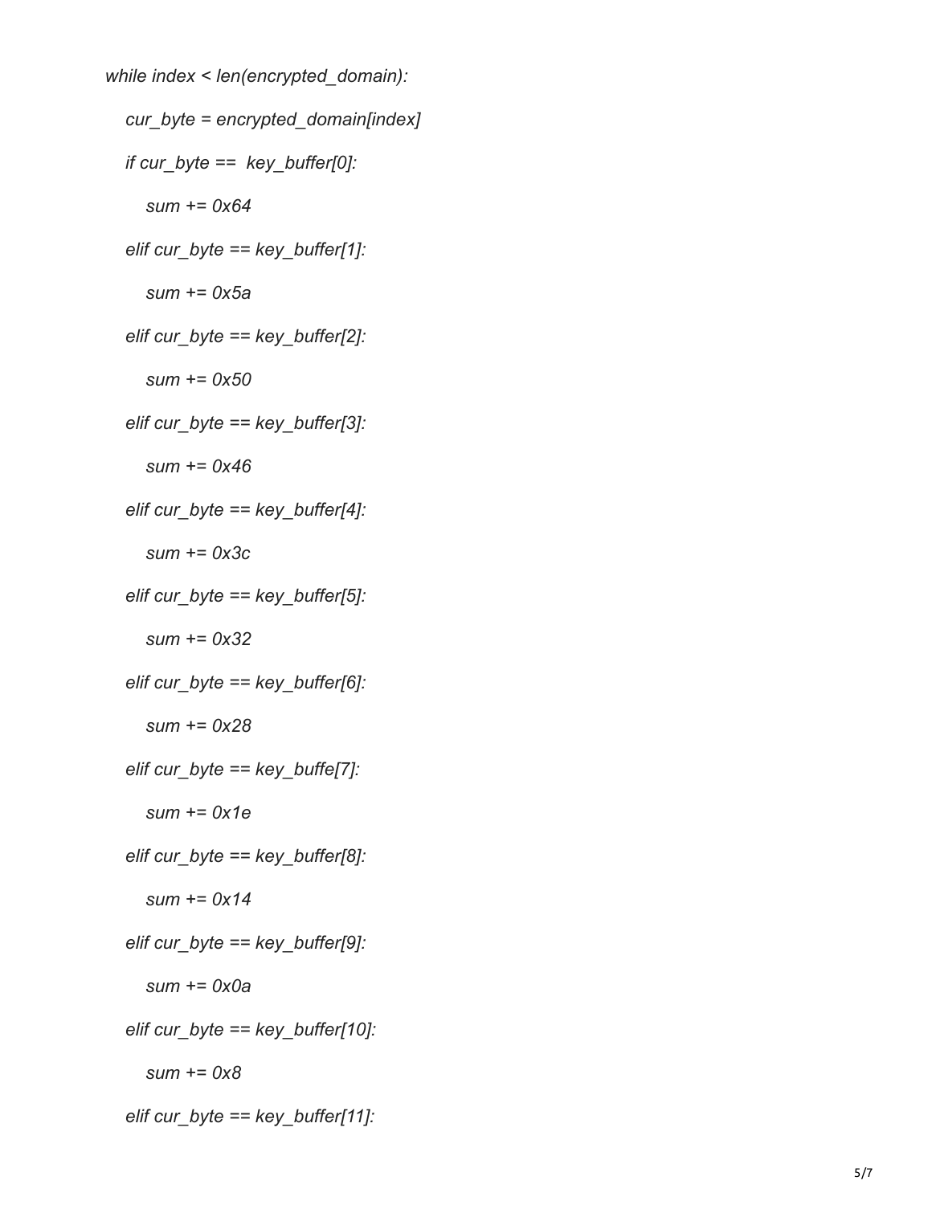```
while index < len(encrypted_domain):
    cur_byte = encrypted_domain[index]
    if cur_byte ==  key_buffer[0]:
        sum += 0x64
    elif cur_byte == key_buffer[1]:
        sum += 0x5a
    elif cur_byte == key_buffer[2]:
        sum += 0x50
    elif cur_byte == key_buffer[3]:
        sum += 0x46
    elif cur_byte == key_buffer[4]:
        sum += 0x3c
    elif cur_byte == key_buffer[5]:
        sum += 0x32
    elif cur_byte == key_buffer[6]:
        sum += 0x28
    elif cur_byte == key_buffe[7]:
        sum += 0x1e
    elif cur_byte == key_buffer[8]:
        sum += 0x14
    elif cur_byte == key_buffer[9]:
        sum += 0x0a
    elif cur_byte == key_buffer[10]:
        sum += 0x8
    elif cur_byte == key_buffer[11]:
```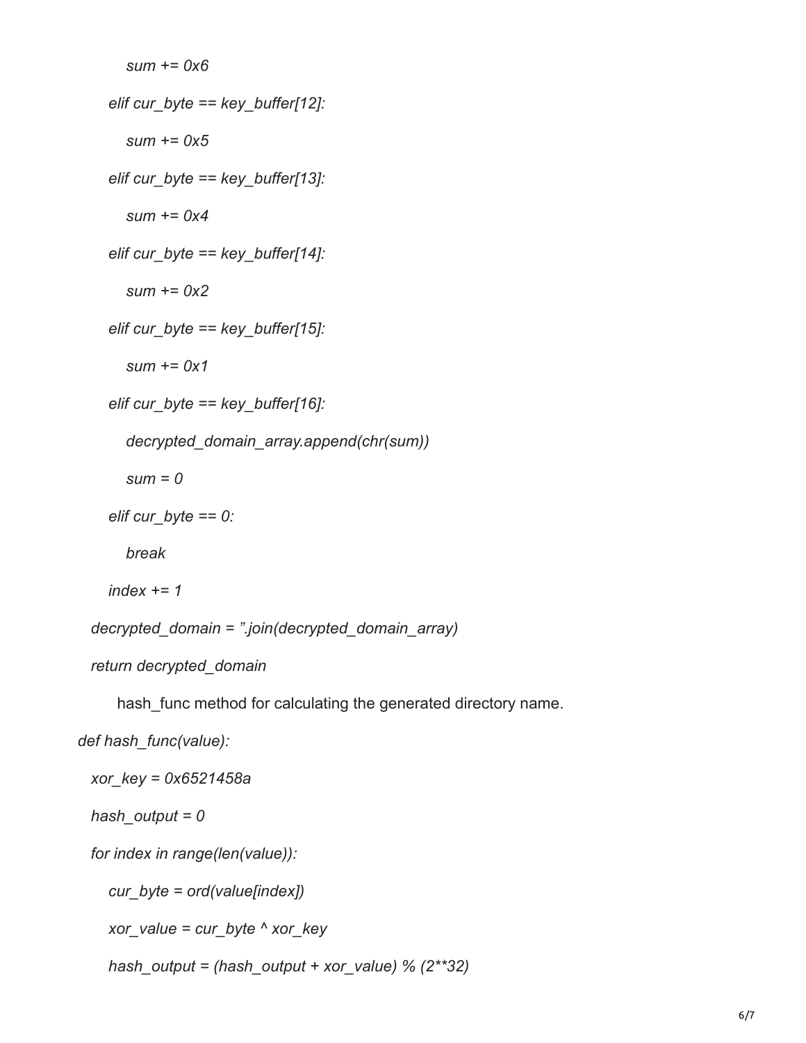```python
            sum += 0x6
        elif cur_byte == key_buffer[12]:
            sum += 0x5
        elif cur_byte == key_buffer[13]:
            sum += 0x4
        elif cur_byte == key_buffer[14]:
            sum += 0x2
        elif cur_byte == key_buffer[15]:
            sum += 0x1
        elif cur_byte == key_buffer[16]:
            decrypted_domain_array.append(chr(sum))
            sum = 0
        elif cur_byte == 0:
            break
        index += 1
    decrypted_domain = ''.join(decrypted_domain_array)
    return decrypted_domain
```

hash_func method for calculating the generated directory name.

```python
def hash_func(value):
    xor_key = 0x6521458a
    hash_output = 0
    for index in range(len(value)):
        cur_byte = ord(value[index])
        xor_value = cur_byte ^ xor_key
        hash_output = (hash_output + xor_value) % (2**32)
```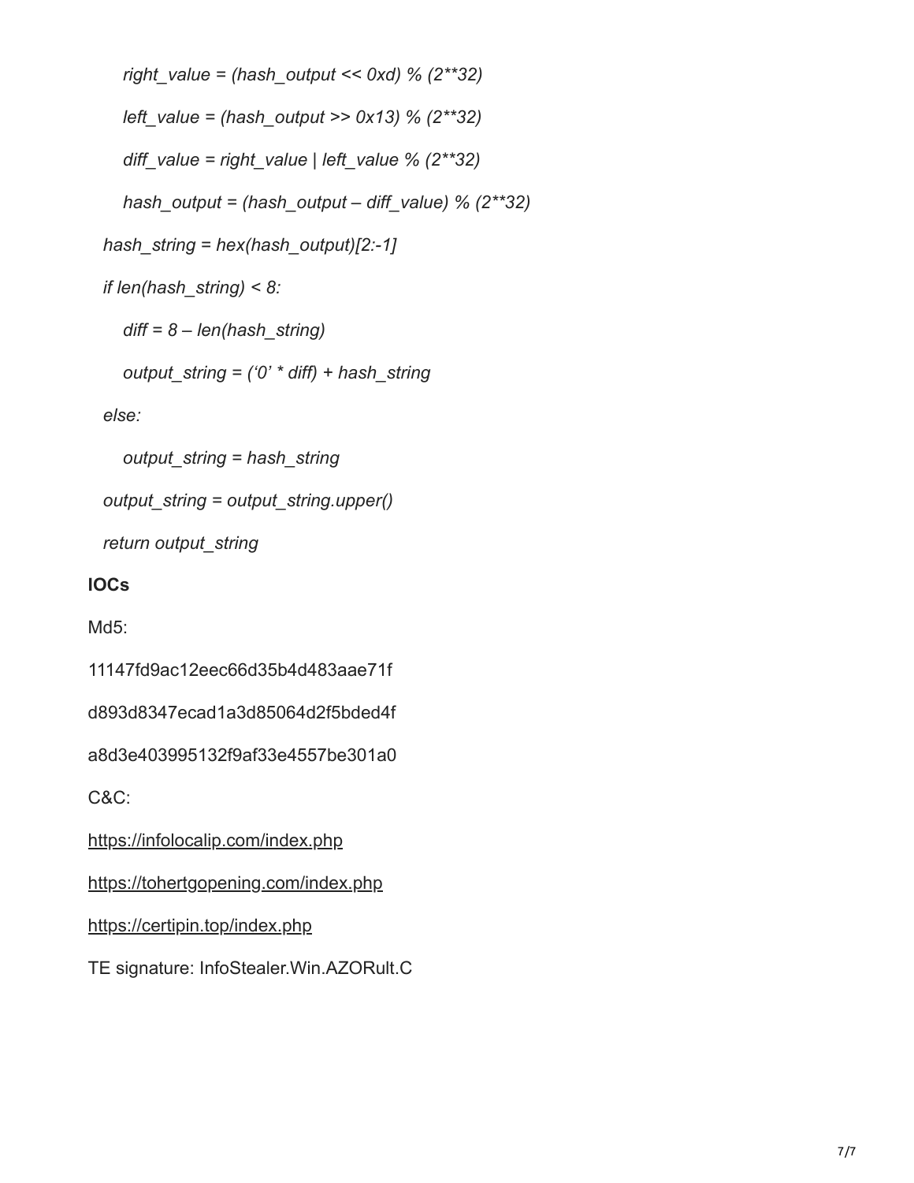```
    right_value = (hash_output << 0xd) % (2**32)
    left_value = (hash_output >> 0x13) % (2**32)
    diff_value = right_value | left_value % (2**32)
    hash_output = (hash_output – diff_value) % (2**32)
  hash_string = hex(hash_output)[2:-1]
  if len(hash_string) < 8:
    diff = 8 – len(hash_string)
    output_string = ('0' * diff) + hash_string
  else:
    output_string = hash_string
  output_string = output_string.upper()
  return output_string
```

**IOCs**

Md5:

11147fd9ac12eec66d35b4d483aae71f

d893d8347ecad1a3d85064d2f5bded4f

a8d3e403995132f9af33e4557be301a0

C&C:

https://infolocalip.com/index.php

https://tohertgopening.com/index.php

https://certipin.top/index.php

TE signature: InfoStealer.Win.AZORult.C